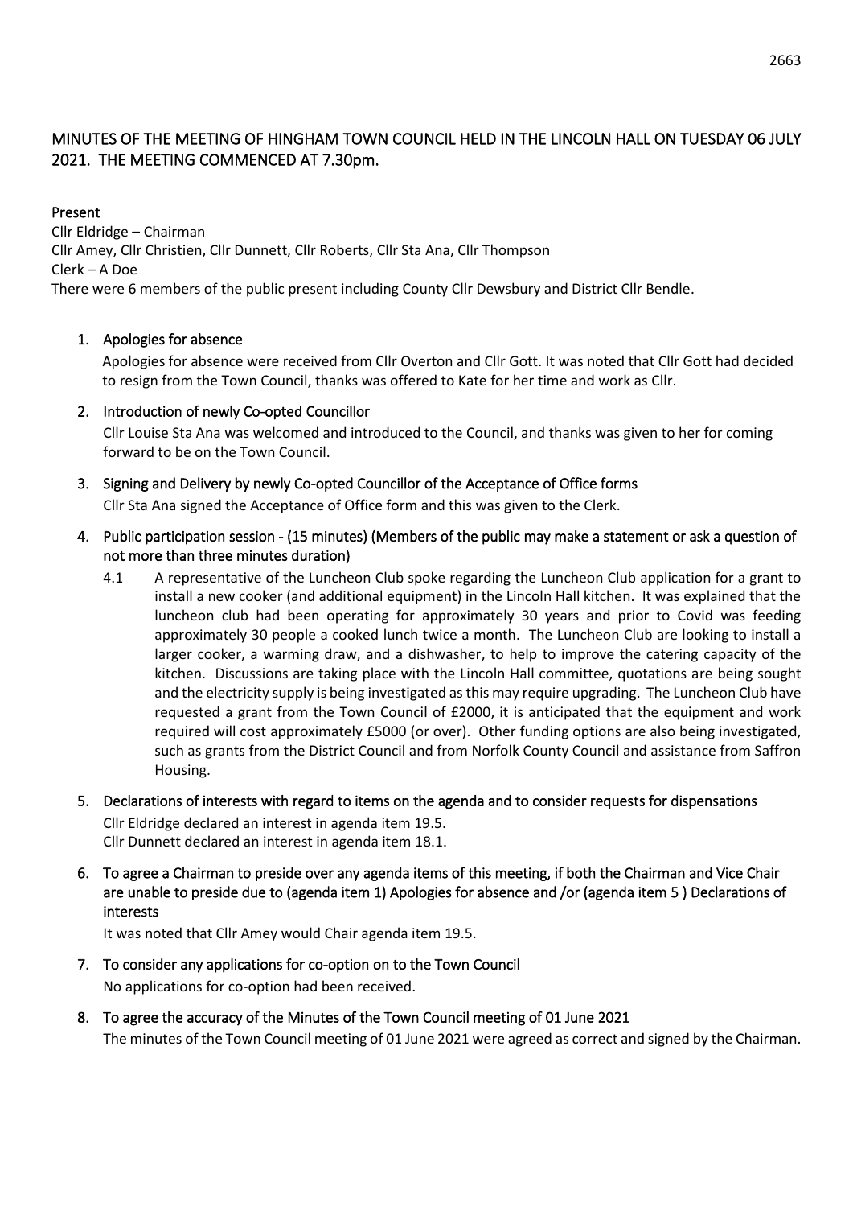# MINUTES OF THE MEETING OF HINGHAM TOWN COUNCIL HELD IN THE LINCOLN HALL ON TUESDAY 06 JULY 2021. THE MEETING COMMENCED AT 7.30pm.

**Present**

Cllr Eldridge – Chairman
Cllr Amey, Cllr Christien, Cllr Dunnett, Cllr Roberts, Cllr Sta Ana, Cllr Thompson
Clerk – A Doe
There were 6 members of the public present including County Cllr Dewsbury and District Cllr Bendle.

1. **Apologies for absence**

   Apologies for absence were received from Cllr Overton and Cllr Gott. It was noted that Cllr Gott had decided to resign from the Town Council, thanks was offered to Kate for her time and work as Cllr.

2. **Introduction of newly Co-opted Councillor**

   Cllr Louise Sta Ana was welcomed and introduced to the Council, and thanks was given to her for coming forward to be on the Town Council.

3. **Signing and Delivery by newly Co-opted Councillor of the Acceptance of Office forms**

   Cllr Sta Ana signed the Acceptance of Office form and this was given to the Clerk.

4. **Public participation session - (15 minutes) (Members of the public may make a statement or ask a question of not more than three minutes duration)**

   4.1 A representative of the Luncheon Club spoke regarding the Luncheon Club application for a grant to install a new cooker (and additional equipment) in the Lincoln Hall kitchen. It was explained that the luncheon club had been operating for approximately 30 years and prior to Covid was feeding approximately 30 people a cooked lunch twice a month. The Luncheon Club are looking to install a larger cooker, a warming draw, and a dishwasher, to help to improve the catering capacity of the kitchen. Discussions are taking place with the Lincoln Hall committee, quotations are being sought and the electricity supply is being investigated as this may require upgrading. The Luncheon Club have requested a grant from the Town Council of £2000, it is anticipated that the equipment and work required will cost approximately £5000 (or over). Other funding options are also being investigated, such as grants from the District Council and from Norfolk County Council and assistance from Saffron Housing.

5. **Declarations of interests with regard to items on the agenda and to consider requests for dispensations**

   Cllr Eldridge declared an interest in agenda item 19.5.
   Cllr Dunnett declared an interest in agenda item 18.1.

6. **To agree a Chairman to preside over any agenda items of this meeting, if both the Chairman and Vice Chair are unable to preside due to (agenda item 1) Apologies for absence and /or (agenda item 5 ) Declarations of interests**

   It was noted that Cllr Amey would Chair agenda item 19.5.

7. **To consider any applications for co-option on to the Town Council**

   No applications for co-option had been received.

8. **To agree the accuracy of the Minutes of the Town Council meeting of 01 June 2021**

   The minutes of the Town Council meeting of 01 June 2021 were agreed as correct and signed by the Chairman.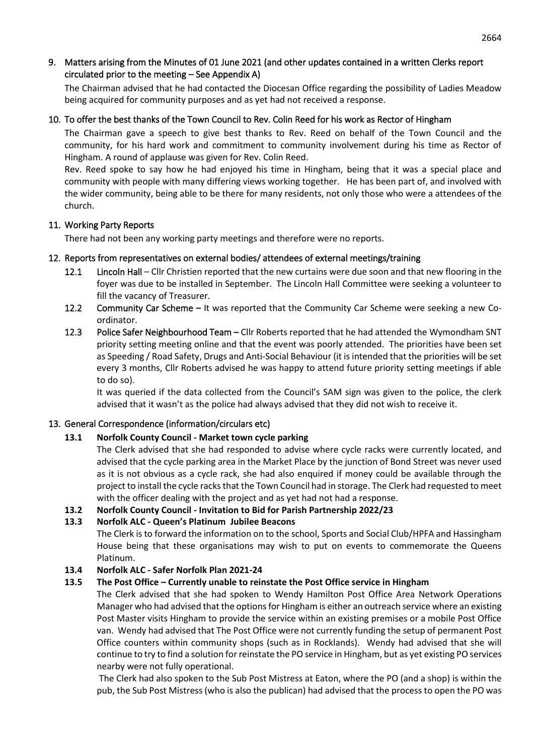## 9. Matters arising from the Minutes of 01 June 2021 (and other updates contained in a written Clerks report circulated prior to the meeting – See Appendix A)

The Chairman advised that he had contacted the Diocesan Office regarding the possibility of Ladies Meadow being acquired for community purposes and as yet had not received a response.

## 10. To offer the best thanks of the Town Council to Rev. Colin Reed for his work as Rector of Hingham

The Chairman gave a speech to give best thanks to Rev. Reed on behalf of the Town Council and the community, for his hard work and commitment to community involvement during his time as Rector of Hingham. A round of applause was given for Rev. Colin Reed.

Rev. Reed spoke to say how he had enjoyed his time in Hingham, being that it was a special place and community with people with many differing views working together. He has been part of, and involved with the wider community, being able to be there for many residents, not only those who were a attendees of the church.

## 11. Working Party Reports

There had not been any working party meetings and therefore were no reports.

## 12. Reports from representatives on external bodies/ attendees of external meetings/training

12.1 Lincoln Hall – Cllr Christien reported that the new curtains were due soon and that new flooring in the foyer was due to be installed in September. The Lincoln Hall Committee were seeking a volunteer to fill the vacancy of Treasurer.

12.2 Community Car Scheme – It was reported that the Community Car Scheme were seeking a new Co-ordinator.

12.3 Police Safer Neighbourhood Team – Cllr Roberts reported that he had attended the Wymondham SNT priority setting meeting online and that the event was poorly attended. The priorities have been set as Speeding / Road Safety, Drugs and Anti-Social Behaviour (it is intended that the priorities will be set every 3 months, Cllr Roberts advised he was happy to attend future priority setting meetings if able to do so).

It was queried if the data collected from the Council's SAM sign was given to the police, the clerk advised that it wasn't as the police had always advised that they did not wish to receive it.

## 13. General Correspondence (information/circulars etc)

**13.1 Norfolk County Council - Market town cycle parking**

The Clerk advised that she had responded to advise where cycle racks were currently located, and advised that the cycle parking area in the Market Place by the junction of Bond Street was never used as it is not obvious as a cycle rack, she had also enquired if money could be available through the project to install the cycle racks that the Town Council had in storage. The Clerk had requested to meet with the officer dealing with the project and as yet had not had a response.

**13.2 Norfolk County Council - Invitation to Bid for Parish Partnership 2022/23**

**13.3 Norfolk ALC - Queen's Platinum Jubilee Beacons**

The Clerk is to forward the information on to the school, Sports and Social Club/HPFA and Hassingham House being that these organisations may wish to put on events to commemorate the Queens Platinum.

**13.4 Norfolk ALC - Safer Norfolk Plan 2021-24**

**13.5 The Post Office – Currently unable to reinstate the Post Office service in Hingham**

The Clerk advised that she had spoken to Wendy Hamilton Post Office Area Network Operations Manager who had advised that the options for Hingham is either an outreach service where an existing Post Master visits Hingham to provide the service within an existing premises or a mobile Post Office van. Wendy had advised that The Post Office were not currently funding the setup of permanent Post Office counters within community shops (such as in Rocklands). Wendy had advised that she will continue to try to find a solution for reinstate the PO service in Hingham, but as yet existing PO services nearby were not fully operational.

The Clerk had also spoken to the Sub Post Mistress at Eaton, where the PO (and a shop) is within the pub, the Sub Post Mistress (who is also the publican) had advised that the process to open the PO was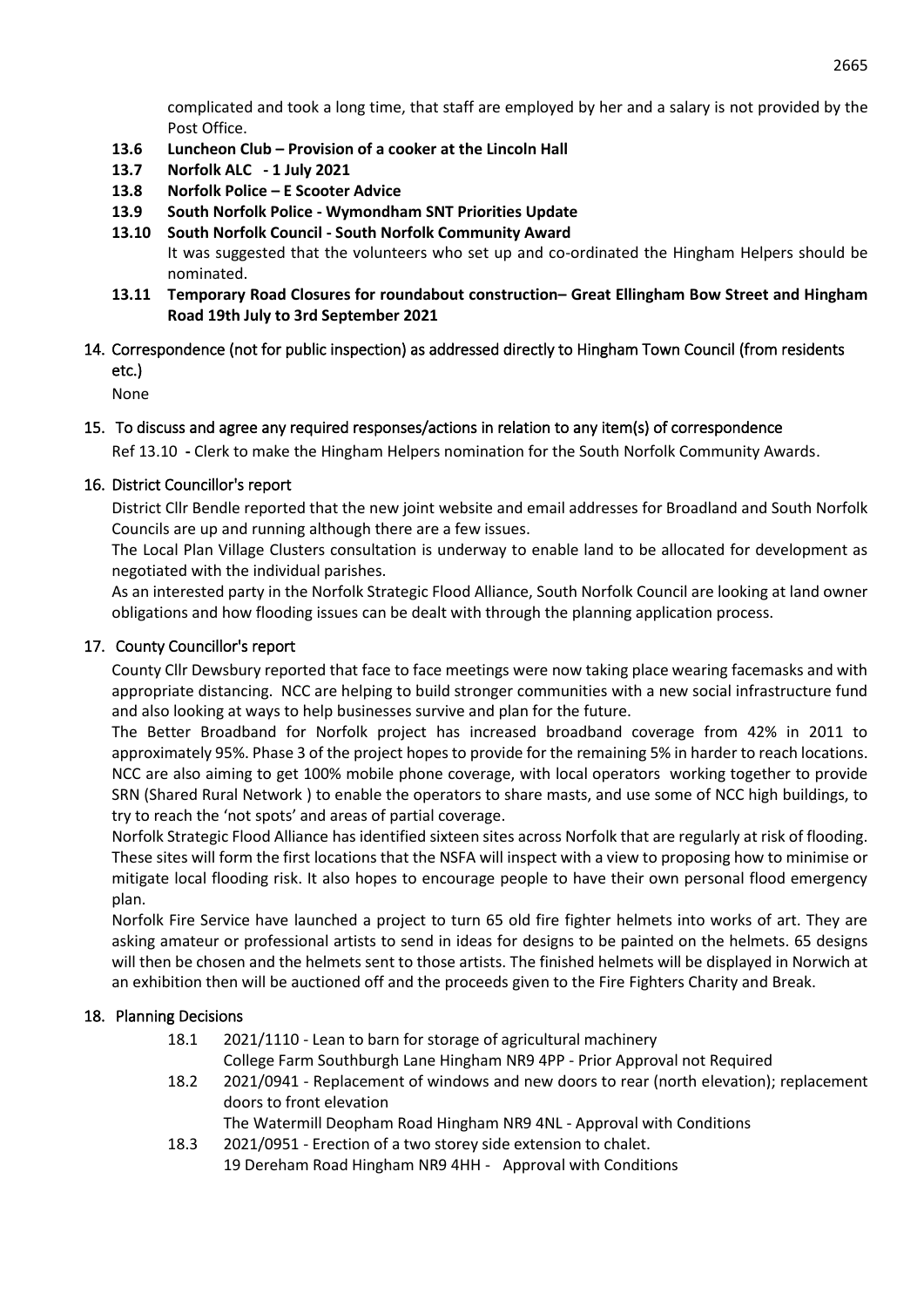complicated and took a long time, that staff are employed by her and a salary is not provided by the Post Office.

- **13.6 Luncheon Club – Provision of a cooker at the Lincoln Hall**
- **13.7 Norfolk ALC - 1 July 2021**
- **13.8 Norfolk Police – E Scooter Advice**
- **13.9 South Norfolk Police - Wymondham SNT Priorities Update**
- **13.10 South Norfolk Council - South Norfolk Community Award**

  It was suggested that the volunteers who set up and co-ordinated the Hingham Helpers should be nominated.
- **13.11 Temporary Road Closures for roundabout construction– Great Ellingham Bow Street and Hingham Road 19th July to 3rd September 2021**

## 14. Correspondence (not for public inspection) as addressed directly to Hingham Town Council (from residents etc.)

None

## 15. To discuss and agree any required responses/actions in relation to any item(s) of correspondence

Ref 13.10 **-** Clerk to make the Hingham Helpers nomination for the South Norfolk Community Awards.

## 16. District Councillor's report

District Cllr Bendle reported that the new joint website and email addresses for Broadland and South Norfolk Councils are up and running although there are a few issues.

The Local Plan Village Clusters consultation is underway to enable land to be allocated for development as negotiated with the individual parishes.

As an interested party in the Norfolk Strategic Flood Alliance, South Norfolk Council are looking at land owner obligations and how flooding issues can be dealt with through the planning application process.

## 17. County Councillor's report

County Cllr Dewsbury reported that face to face meetings were now taking place wearing facemasks and with appropriate distancing. NCC are helping to build stronger communities with a new social infrastructure fund and also looking at ways to help businesses survive and plan for the future.

The Better Broadband for Norfolk project has increased broadband coverage from 42% in 2011 to approximately 95%. Phase 3 of the project hopes to provide for the remaining 5% in harder to reach locations. NCC are also aiming to get 100% mobile phone coverage, with local operators working together to provide SRN (Shared Rural Network ) to enable the operators to share masts, and use some of NCC high buildings, to try to reach the 'not spots' and areas of partial coverage.

Norfolk Strategic Flood Alliance has identified sixteen sites across Norfolk that are regularly at risk of flooding. These sites will form the first locations that the NSFA will inspect with a view to proposing how to minimise or mitigate local flooding risk. It also hopes to encourage people to have their own personal flood emergency plan.

Norfolk Fire Service have launched a project to turn 65 old fire fighter helmets into works of art. They are asking amateur or professional artists to send in ideas for designs to be painted on the helmets. 65 designs will then be chosen and the helmets sent to those artists. The finished helmets will be displayed in Norwich at an exhibition then will be auctioned off and the proceeds given to the Fire Fighters Charity and Break.

## 18. Planning Decisions

- 18.1 2021/1110 - Lean to barn for storage of agricultural machinery
  College Farm Southburgh Lane Hingham NR9 4PP - Prior Approval not Required
- 18.2 2021/0941 - Replacement of windows and new doors to rear (north elevation); replacement doors to front elevation
  The Watermill Deopham Road Hingham NR9 4NL - Approval with Conditions
- 18.3 2021/0951 - Erection of a two storey side extension to chalet.
  19 Dereham Road Hingham NR9 4HH - Approval with Conditions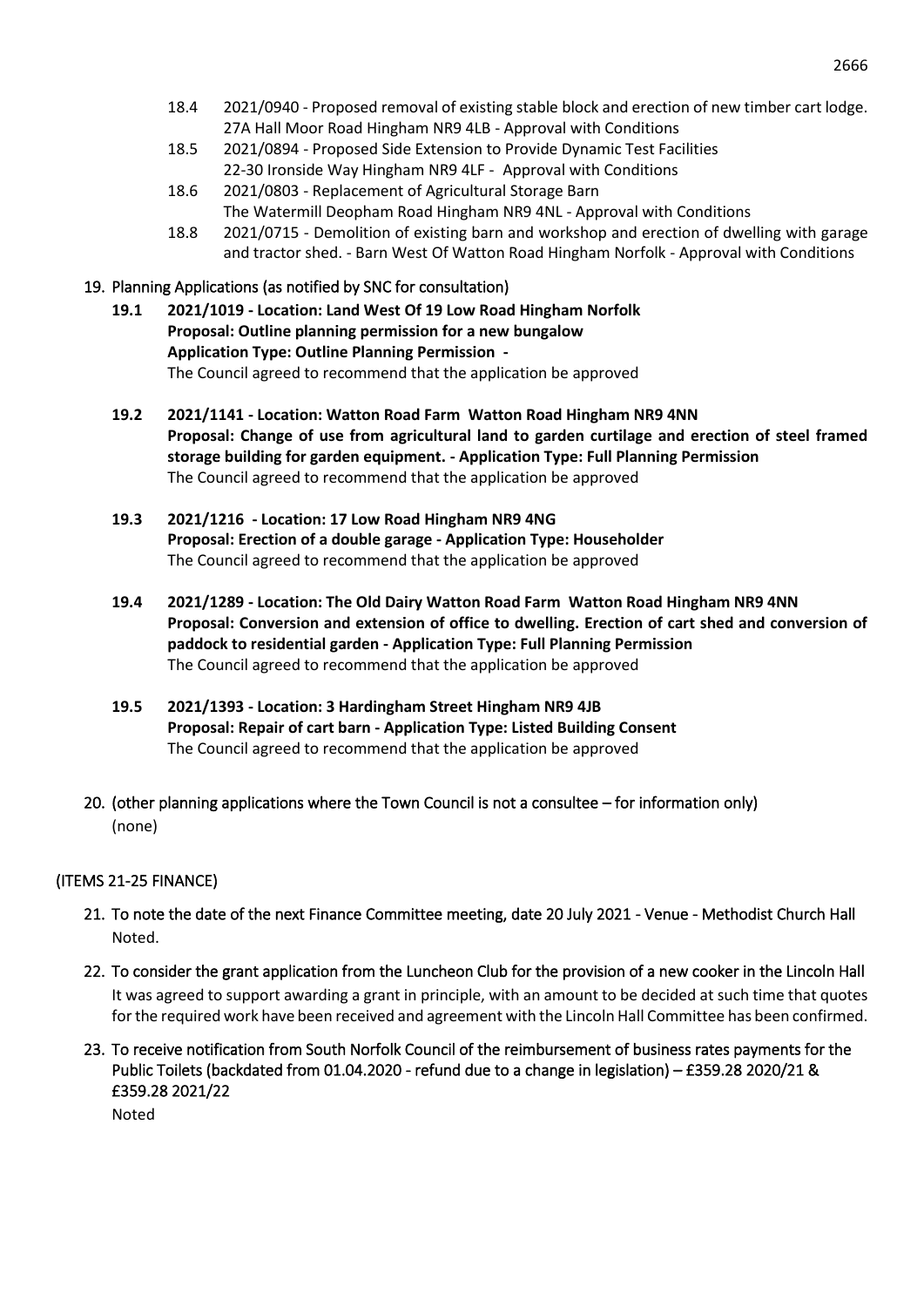18.4 2021/0940 - Proposed removal of existing stable block and erection of new timber cart lodge. 27A Hall Moor Road Hingham NR9 4LB - Approval with Conditions

18.5 2021/0894 - Proposed Side Extension to Provide Dynamic Test Facilities 22-30 Ironside Way Hingham NR9 4LF - Approval with Conditions

18.6 2021/0803 - Replacement of Agricultural Storage Barn The Watermill Deopham Road Hingham NR9 4NL - Approval with Conditions

18.8 2021/0715 - Demolition of existing barn and workshop and erection of dwelling with garage and tractor shed. - Barn West Of Watton Road Hingham Norfolk - Approval with Conditions

19. Planning Applications (as notified by SNC for consultation)

**19.1 2021/1019 - Location: Land West Of 19 Low Road Hingham Norfolk**
**Proposal: Outline planning permission for a new bungalow**
**Application Type: Outline Planning Permission -**
The Council agreed to recommend that the application be approved

**19.2 2021/1141 - Location: Watton Road Farm Watton Road Hingham NR9 4NN**
**Proposal: Change of use from agricultural land to garden curtilage and erection of steel framed storage building for garden equipment. - Application Type: Full Planning Permission**
The Council agreed to recommend that the application be approved

**19.3 2021/1216 - Location: 17 Low Road Hingham NR9 4NG**
**Proposal: Erection of a double garage - Application Type: Householder**
The Council agreed to recommend that the application be approved

**19.4 2021/1289 - Location: The Old Dairy Watton Road Farm Watton Road Hingham NR9 4NN**
**Proposal: Conversion and extension of office to dwelling. Erection of cart shed and conversion of paddock to residential garden - Application Type: Full Planning Permission**
The Council agreed to recommend that the application be approved

**19.5 2021/1393 - Location: 3 Hardingham Street Hingham NR9 4JB**
**Proposal: Repair of cart barn - Application Type: Listed Building Consent**
The Council agreed to recommend that the application be approved

20. (other planning applications where the Town Council is not a consultee – for information only)
(none)

(ITEMS 21-25 FINANCE)

21. To note the date of the next Finance Committee meeting, date 20 July 2021 - Venue - Methodist Church Hall
Noted.

22. To consider the grant application from the Luncheon Club for the provision of a new cooker in the Lincoln Hall
It was agreed to support awarding a grant in principle, with an amount to be decided at such time that quotes for the required work have been received and agreement with the Lincoln Hall Committee has been confirmed.

23. To receive notification from South Norfolk Council of the reimbursement of business rates payments for the Public Toilets (backdated from 01.04.2020 - refund due to a change in legislation) – £359.28 2020/21 & £359.28 2021/22
Noted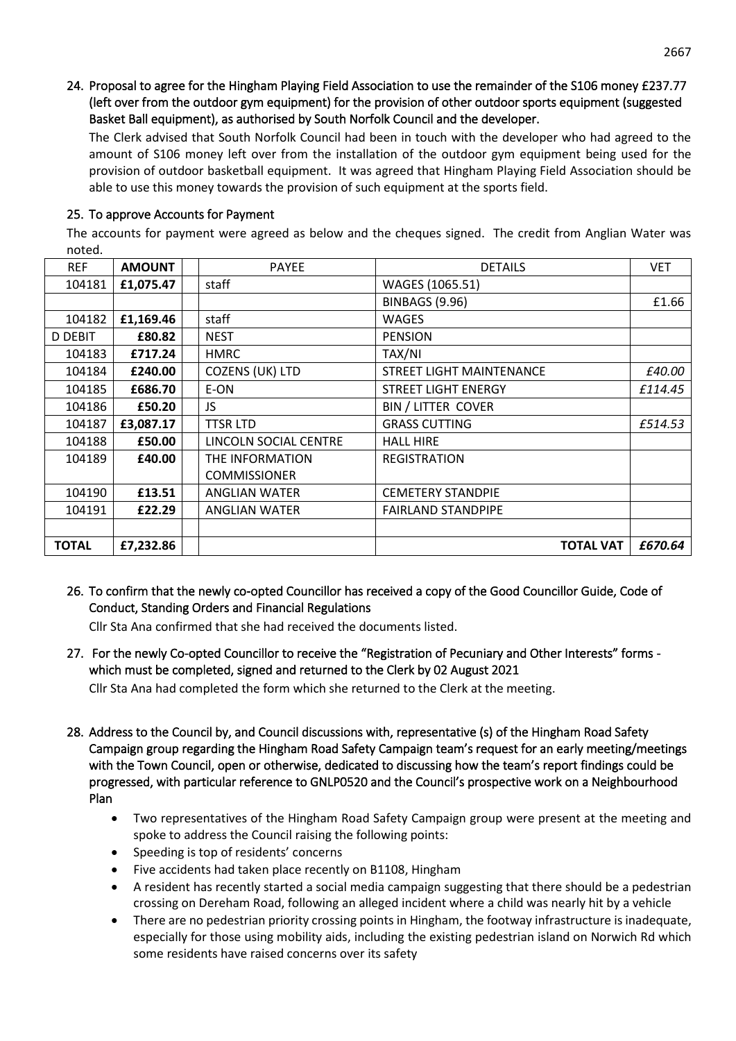24. **Proposal to agree for the Hingham Playing Field Association to use the remainder of the S106 money £237.77 (left over from the outdoor gym equipment) for the provision of other outdoor sports equipment (suggested Basket Ball equipment), as authorised by South Norfolk Council and the developer.**

The Clerk advised that South Norfolk Council had been in touch with the developer who had agreed to the amount of S106 money left over from the installation of the outdoor gym equipment being used for the provision of outdoor basketball equipment. It was agreed that Hingham Playing Field Association should be able to use this money towards the provision of such equipment at the sports field.

25. **To approve Accounts for Payment**

The accounts for payment were agreed as below and the cheques signed. The credit from Anglian Water was noted.

| REF | AMOUNT | | PAYEE | DETAILS | VET |
|---|---|---|---|---|---|
| 104181 | **£1,075.47** | | staff | WAGES (1065.51) | |
| | | | | BINBAGS (9.96) | £1.66 |
| 104182 | **£1,169.46** | | staff | WAGES | |
| D DEBIT | **£80.82** | | NEST | PENSION | |
| 104183 | **£717.24** | | HMRC | TAX/NI | |
| 104184 | **£240.00** | | COZENS (UK) LTD | STREET LIGHT MAINTENANCE | *£40.00* |
| 104185 | **£686.70** | | E-ON | STREET LIGHT ENERGY | *£114.45* |
| 104186 | **£50.20** | | JS | BIN / LITTER COVER | |
| 104187 | **£3,087.17** | | TTSR LTD | GRASS CUTTING | *£514.53* |
| 104188 | **£50.00** | | LINCOLN SOCIAL CENTRE | HALL HIRE | |
| 104189 | **£40.00** | | THE INFORMATION COMMISSIONER | REGISTRATION | |
| 104190 | **£13.51** | | ANGLIAN WATER | CEMETERY STANDPIE | |
| 104191 | **£22.29** | | ANGLIAN WATER | FAIRLAND STANDPIPE | |
| | | | | | |
| **TOTAL** | **£7,232.86** | | | **TOTAL VAT** | ***£670.64*** |

26. **To confirm that the newly co-opted Councillor has received a copy of the Good Councillor Guide, Code of Conduct, Standing Orders and Financial Regulations**

Cllr Sta Ana confirmed that she had received the documents listed.

27. **For the newly Co-opted Councillor to receive the "Registration of Pecuniary and Other Interests" forms - which must be completed, signed and returned to the Clerk by 02 August 2021**

Cllr Sta Ana had completed the form which she returned to the Clerk at the meeting.

28. **Address to the Council by, and Council discussions with, representative (s) of the Hingham Road Safety Campaign group regarding the Hingham Road Safety Campaign team's request for an early meeting/meetings with the Town Council, open or otherwise, dedicated to discussing how the team's report findings could be progressed, with particular reference to GNLP0520 and the Council's prospective work on a Neighbourhood Plan**

- Two representatives of the Hingham Road Safety Campaign group were present at the meeting and spoke to address the Council raising the following points:
- Speeding is top of residents' concerns
- Five accidents had taken place recently on B1108, Hingham
- A resident has recently started a social media campaign suggesting that there should be a pedestrian crossing on Dereham Road, following an alleged incident where a child was nearly hit by a vehicle
- There are no pedestrian priority crossing points in Hingham, the footway infrastructure is inadequate, especially for those using mobility aids, including the existing pedestrian island on Norwich Rd which some residents have raised concerns over its safety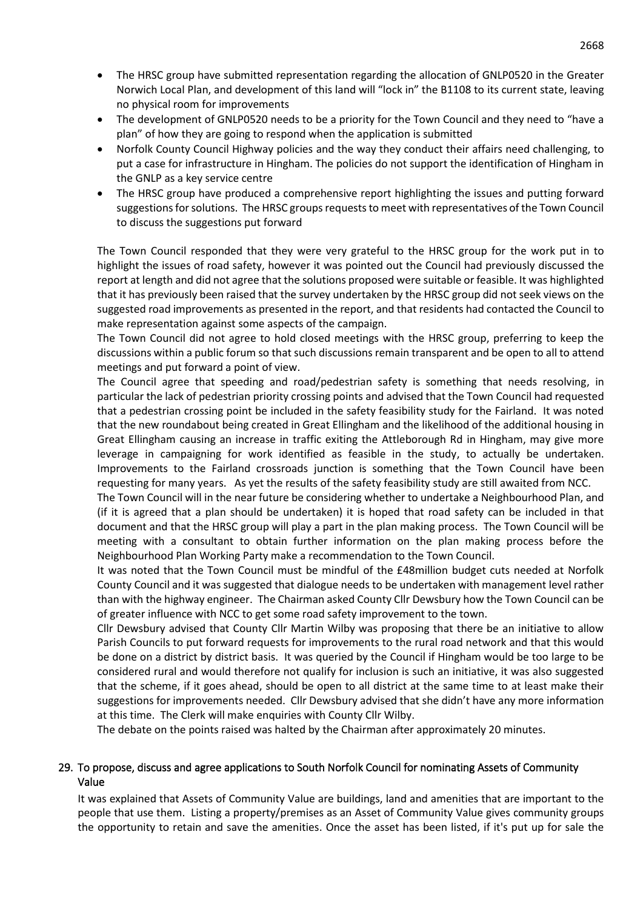- The HRSC group have submitted representation regarding the allocation of GNLP0520 in the Greater Norwich Local Plan, and development of this land will "lock in" the B1108 to its current state, leaving no physical room for improvements
- The development of GNLP0520 needs to be a priority for the Town Council and they need to "have a plan" of how they are going to respond when the application is submitted
- Norfolk County Council Highway policies and the way they conduct their affairs need challenging, to put a case for infrastructure in Hingham. The policies do not support the identification of Hingham in the GNLP as a key service centre
- The HRSC group have produced a comprehensive report highlighting the issues and putting forward suggestions for solutions. The HRSC groups requests to meet with representatives of the Town Council to discuss the suggestions put forward

The Town Council responded that they were very grateful to the HRSC group for the work put in to highlight the issues of road safety, however it was pointed out the Council had previously discussed the report at length and did not agree that the solutions proposed were suitable or feasible. It was highlighted that it has previously been raised that the survey undertaken by the HRSC group did not seek views on the suggested road improvements as presented in the report, and that residents had contacted the Council to make representation against some aspects of the campaign.

The Town Council did not agree to hold closed meetings with the HRSC group, preferring to keep the discussions within a public forum so that such discussions remain transparent and be open to all to attend meetings and put forward a point of view.

The Council agree that speeding and road/pedestrian safety is something that needs resolving, in particular the lack of pedestrian priority crossing points and advised that the Town Council had requested that a pedestrian crossing point be included in the safety feasibility study for the Fairland. It was noted that the new roundabout being created in Great Ellingham and the likelihood of the additional housing in Great Ellingham causing an increase in traffic exiting the Attleborough Rd in Hingham, may give more leverage in campaigning for work identified as feasible in the study, to actually be undertaken. Improvements to the Fairland crossroads junction is something that the Town Council have been requesting for many years. As yet the results of the safety feasibility study are still awaited from NCC.

The Town Council will in the near future be considering whether to undertake a Neighbourhood Plan, and (if it is agreed that a plan should be undertaken) it is hoped that road safety can be included in that document and that the HRSC group will play a part in the plan making process. The Town Council will be meeting with a consultant to obtain further information on the plan making process before the Neighbourhood Plan Working Party make a recommendation to the Town Council.

It was noted that the Town Council must be mindful of the £48million budget cuts needed at Norfolk County Council and it was suggested that dialogue needs to be undertaken with management level rather than with the highway engineer. The Chairman asked County Cllr Dewsbury how the Town Council can be of greater influence with NCC to get some road safety improvement to the town.

Cllr Dewsbury advised that County Cllr Martin Wilby was proposing that there be an initiative to allow Parish Councils to put forward requests for improvements to the rural road network and that this would be done on a district by district basis. It was queried by the Council if Hingham would be too large to be considered rural and would therefore not qualify for inclusion is such an initiative, it was also suggested that the scheme, if it goes ahead, should be open to all district at the same time to at least make their suggestions for improvements needed. Cllr Dewsbury advised that she didn't have any more information at this time. The Clerk will make enquiries with County Cllr Wilby.

The debate on the points raised was halted by the Chairman after approximately 20 minutes.

## 29. To propose, discuss and agree applications to South Norfolk Council for nominating Assets of Community Value

It was explained that Assets of Community Value are buildings, land and amenities that are important to the people that use them. Listing a property/premises as an Asset of Community Value gives community groups the opportunity to retain and save the amenities. Once the asset has been listed, if it's put up for sale the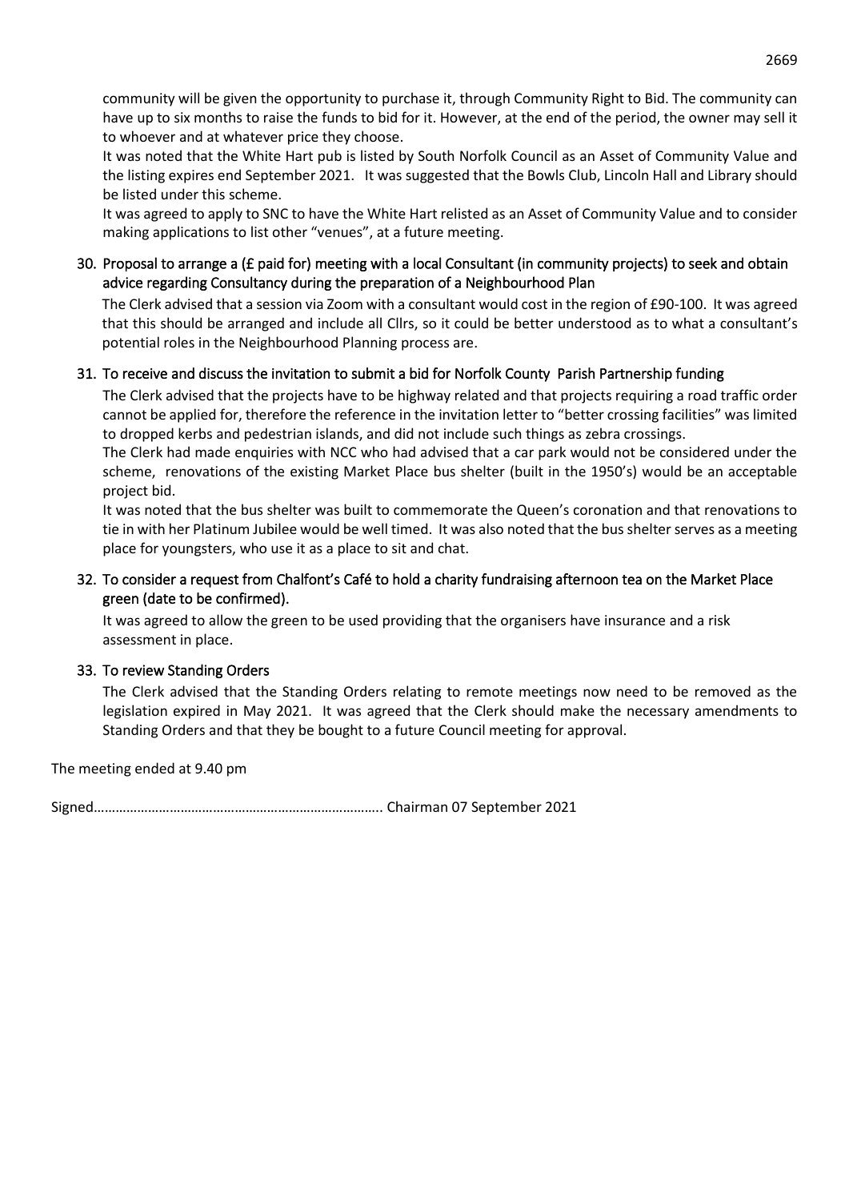community will be given the opportunity to purchase it, through Community Right to Bid. The community can have up to six months to raise the funds to bid for it. However, at the end of the period, the owner may sell it to whoever and at whatever price they choose.

It was noted that the White Hart pub is listed by South Norfolk Council as an Asset of Community Value and the listing expires end September 2021. It was suggested that the Bowls Club, Lincoln Hall and Library should be listed under this scheme.

It was agreed to apply to SNC to have the White Hart relisted as an Asset of Community Value and to consider making applications to list other "venues", at a future meeting.

30. Proposal to arrange a (£ paid for) meeting with a local Consultant (in community projects) to seek and obtain advice regarding Consultancy during the preparation of a Neighbourhood Plan

The Clerk advised that a session via Zoom with a consultant would cost in the region of £90-100. It was agreed that this should be arranged and include all Cllrs, so it could be better understood as to what a consultant's potential roles in the Neighbourhood Planning process are.

31. To receive and discuss the invitation to submit a bid for Norfolk County Parish Partnership funding

The Clerk advised that the projects have to be highway related and that projects requiring a road traffic order cannot be applied for, therefore the reference in the invitation letter to "better crossing facilities" was limited to dropped kerbs and pedestrian islands, and did not include such things as zebra crossings.

The Clerk had made enquiries with NCC who had advised that a car park would not be considered under the scheme, renovations of the existing Market Place bus shelter (built in the 1950's) would be an acceptable project bid.

It was noted that the bus shelter was built to commemorate the Queen's coronation and that renovations to tie in with her Platinum Jubilee would be well timed. It was also noted that the bus shelter serves as a meeting place for youngsters, who use it as a place to sit and chat.

32. To consider a request from Chalfont's Café to hold a charity fundraising afternoon tea on the Market Place green (date to be confirmed).

It was agreed to allow the green to be used providing that the organisers have insurance and a risk assessment in place.

33. To review Standing Orders

The Clerk advised that the Standing Orders relating to remote meetings now need to be removed as the legislation expired in May 2021. It was agreed that the Clerk should make the necessary amendments to Standing Orders and that they be bought to a future Council meeting for approval.

The meeting ended at 9.40 pm

Signed…………………………………………………………………….. Chairman 07 September 2021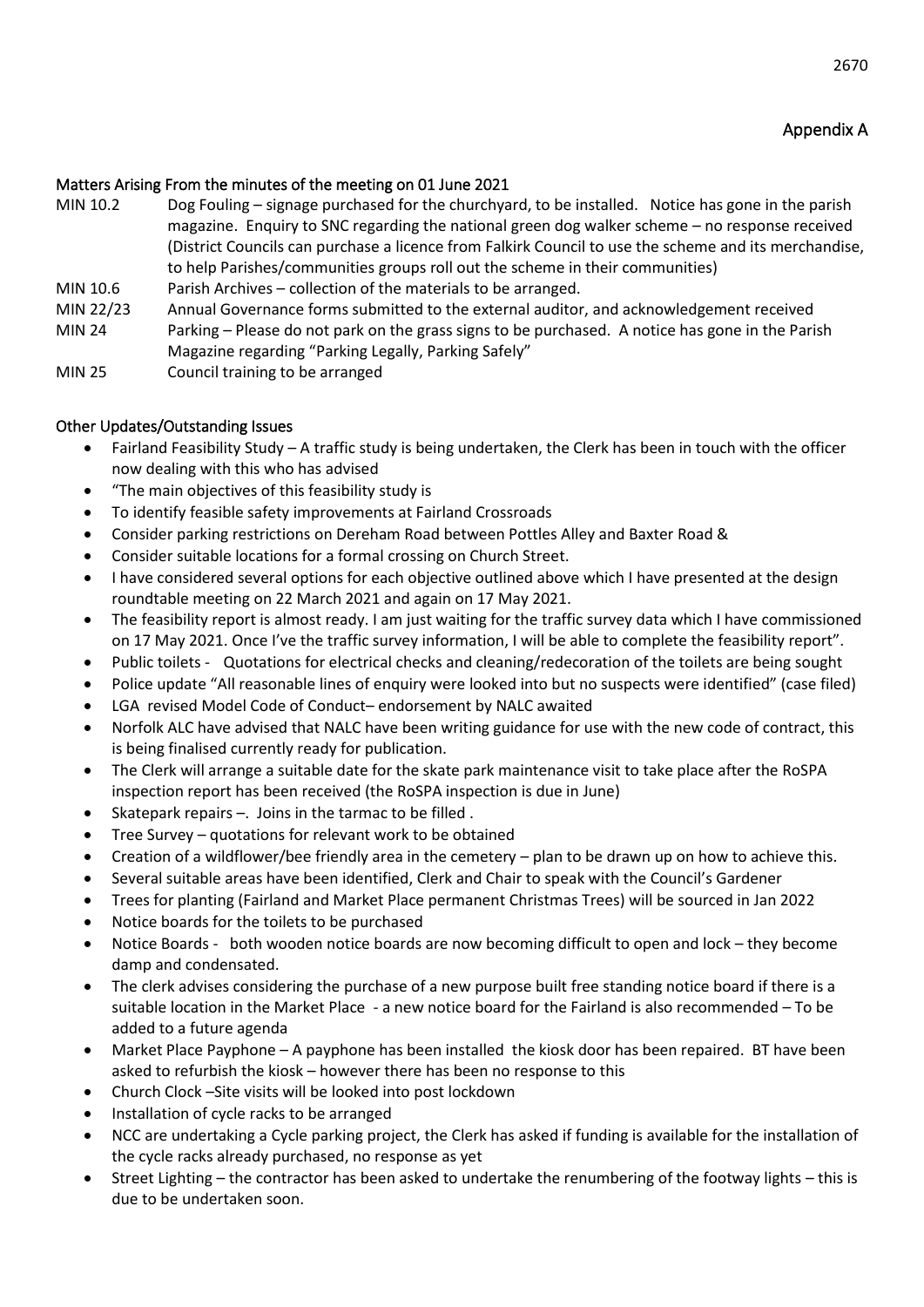## Appendix A

### Matters Arising From the minutes of the meeting on 01 June 2021

| | |
|---|---|
| MIN 10.2 | Dog Fouling – signage purchased for the churchyard, to be installed. Notice has gone in the parish magazine. Enquiry to SNC regarding the national green dog walker scheme – no response received (District Councils can purchase a licence from Falkirk Council to use the scheme and its merchandise, to help Parishes/communities groups roll out the scheme in their communities) |
| MIN 10.6 | Parish Archives – collection of the materials to be arranged. |
| MIN 22/23 | Annual Governance forms submitted to the external auditor, and acknowledgement received |
| MIN 24 | Parking – Please do not park on the grass signs to be purchased. A notice has gone in the Parish Magazine regarding "Parking Legally, Parking Safely" |
| MIN 25 | Council training to be arranged |

### Other Updates/Outstanding Issues

- Fairland Feasibility Study – A traffic study is being undertaken, the Clerk has been in touch with the officer now dealing with this who has advised
- "The main objectives of this feasibility study is
- To identify feasible safety improvements at Fairland Crossroads
- Consider parking restrictions on Dereham Road between Pottles Alley and Baxter Road &
- Consider suitable locations for a formal crossing on Church Street.
- I have considered several options for each objective outlined above which I have presented at the design roundtable meeting on 22 March 2021 and again on 17 May 2021.
- The feasibility report is almost ready. I am just waiting for the traffic survey data which I have commissioned on 17 May 2021. Once I've the traffic survey information, I will be able to complete the feasibility report".
- Public toilets - Quotations for electrical checks and cleaning/redecoration of the toilets are being sought
- Police update "All reasonable lines of enquiry were looked into but no suspects were identified" (case filed)
- LGA revised Model Code of Conduct– endorsement by NALC awaited
- Norfolk ALC have advised that NALC have been writing guidance for use with the new code of contract, this is being finalised currently ready for publication.
- The Clerk will arrange a suitable date for the skate park maintenance visit to take place after the RoSPA inspection report has been received (the RoSPA inspection is due in June)
- Skatepark repairs –. Joins in the tarmac to be filled .
- Tree Survey – quotations for relevant work to be obtained
- Creation of a wildflower/bee friendly area in the cemetery – plan to be drawn up on how to achieve this.
- Several suitable areas have been identified, Clerk and Chair to speak with the Council's Gardener
- Trees for planting (Fairland and Market Place permanent Christmas Trees) will be sourced in Jan 2022
- Notice boards for the toilets to be purchased
- Notice Boards - both wooden notice boards are now becoming difficult to open and lock – they become damp and condensated.
- The clerk advises considering the purchase of a new purpose built free standing notice board if there is a suitable location in the Market Place - a new notice board for the Fairland is also recommended – To be added to a future agenda
- Market Place Payphone – A payphone has been installed the kiosk door has been repaired. BT have been asked to refurbish the kiosk – however there has been no response to this
- Church Clock –Site visits will be looked into post lockdown
- Installation of cycle racks to be arranged
- NCC are undertaking a Cycle parking project, the Clerk has asked if funding is available for the installation of the cycle racks already purchased, no response as yet
- Street Lighting – the contractor has been asked to undertake the renumbering of the footway lights – this is due to be undertaken soon.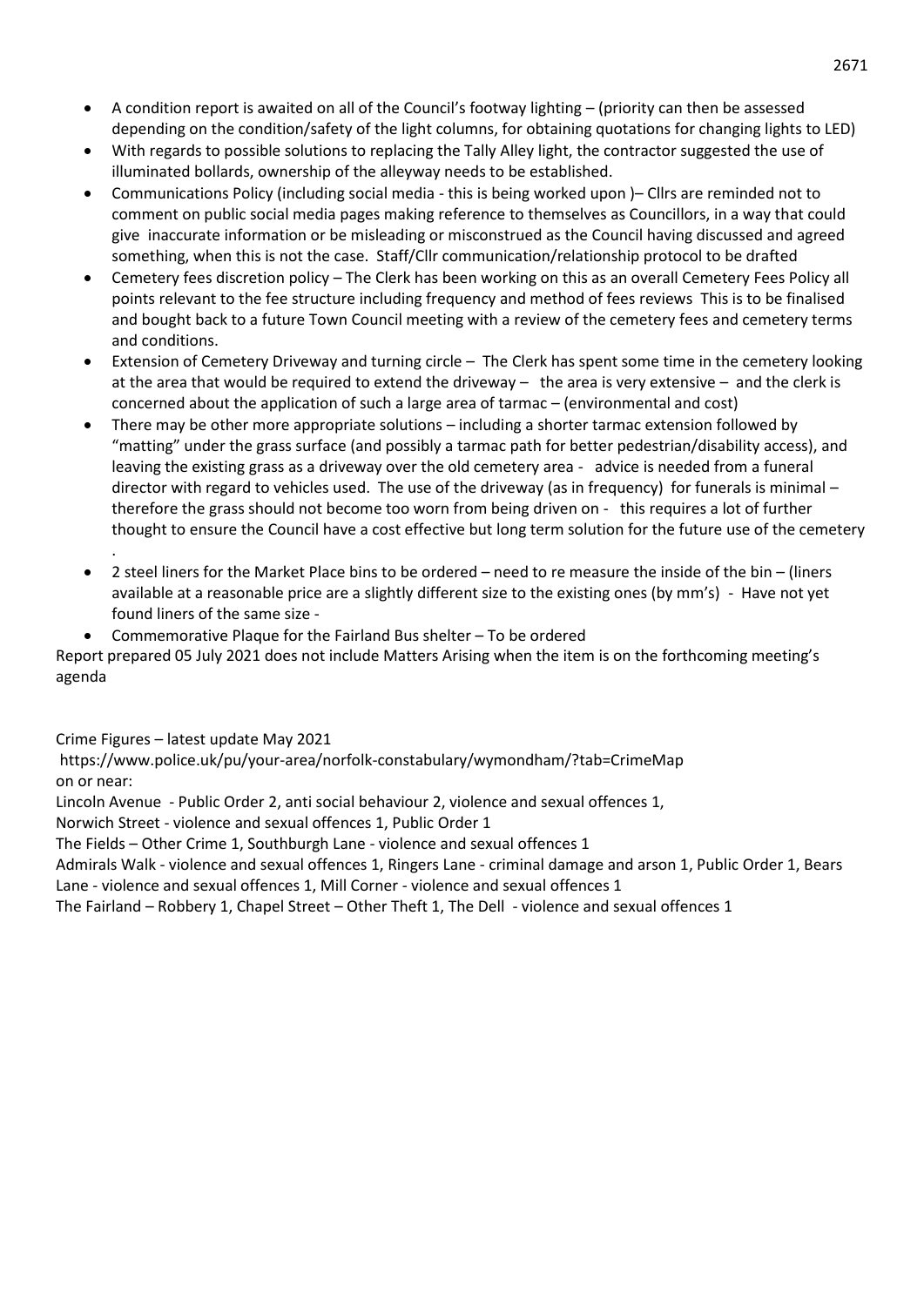- A condition report is awaited on all of the Council's footway lighting – (priority can then be assessed depending on the condition/safety of the light columns, for obtaining quotations for changing lights to LED)
- With regards to possible solutions to replacing the Tally Alley light, the contractor suggested the use of illuminated bollards, ownership of the alleyway needs to be established.
- Communications Policy (including social media - this is being worked upon )– Cllrs are reminded not to comment on public social media pages making reference to themselves as Councillors, in a way that could give inaccurate information or be misleading or misconstrued as the Council having discussed and agreed something, when this is not the case. Staff/Cllr communication/relationship protocol to be drafted
- Cemetery fees discretion policy – The Clerk has been working on this as an overall Cemetery Fees Policy all points relevant to the fee structure including frequency and method of fees reviews This is to be finalised and bought back to a future Town Council meeting with a review of the cemetery fees and cemetery terms and conditions.
- Extension of Cemetery Driveway and turning circle – The Clerk has spent some time in the cemetery looking at the area that would be required to extend the driveway – the area is very extensive – and the clerk is concerned about the application of such a large area of tarmac – (environmental and cost)
- There may be other more appropriate solutions – including a shorter tarmac extension followed by "matting" under the grass surface (and possibly a tarmac path for better pedestrian/disability access), and leaving the existing grass as a driveway over the old cemetery area - advice is needed from a funeral director with regard to vehicles used. The use of the driveway (as in frequency) for funerals is minimal – therefore the grass should not become too worn from being driven on - this requires a lot of further thought to ensure the Council have a cost effective but long term solution for the future use of the cemetery .
- 2 steel liners for the Market Place bins to be ordered – need to re measure the inside of the bin – (liners available at a reasonable price are a slightly different size to the existing ones (by mm's) - Have not yet found liners of the same size -
- Commemorative Plaque for the Fairland Bus shelter – To be ordered

Report prepared 05 July 2021 does not include Matters Arising when the item is on the forthcoming meeting's agenda

Crime Figures – latest update May 2021
https://www.police.uk/pu/your-area/norfolk-constabulary/wymondham/?tab=CrimeMap
on or near:

Lincoln Avenue - Public Order 2, anti social behaviour 2, violence and sexual offences 1,
Norwich Street - violence and sexual offences 1, Public Order 1
The Fields – Other Crime 1, Southburgh Lane - violence and sexual offences 1
Admirals Walk - violence and sexual offences 1, Ringers Lane - criminal damage and arson 1, Public Order 1, Bears Lane - violence and sexual offences 1, Mill Corner - violence and sexual offences 1
The Fairland – Robbery 1, Chapel Street – Other Theft 1, The Dell - violence and sexual offences 1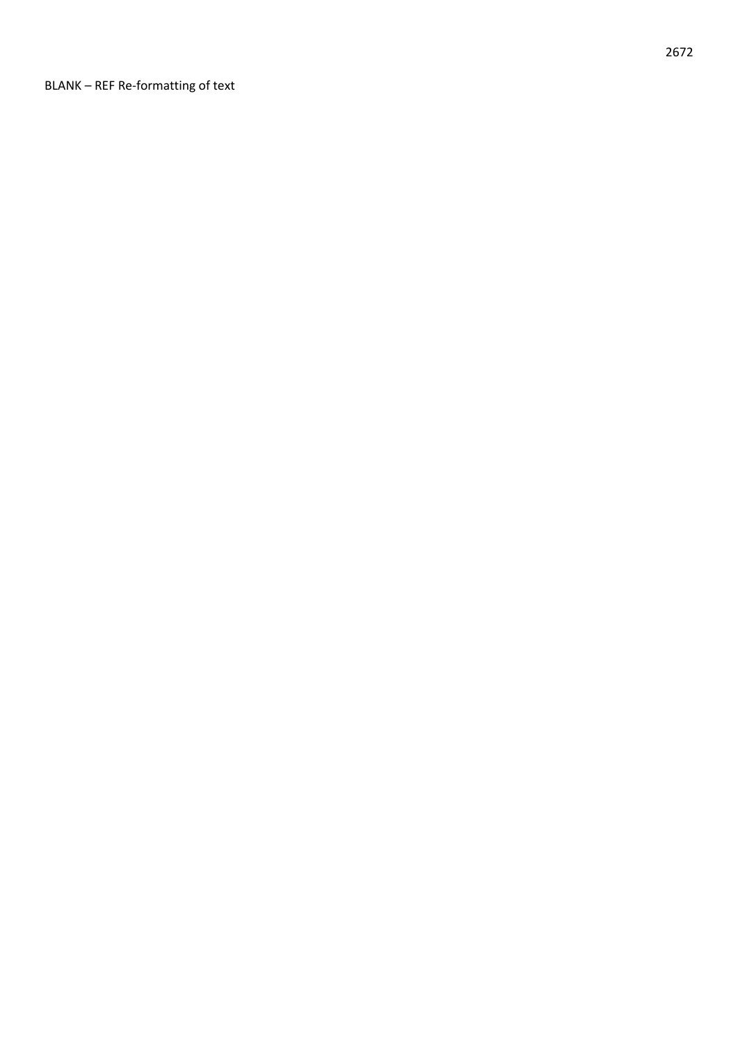BLANK – REF Re-formatting of text